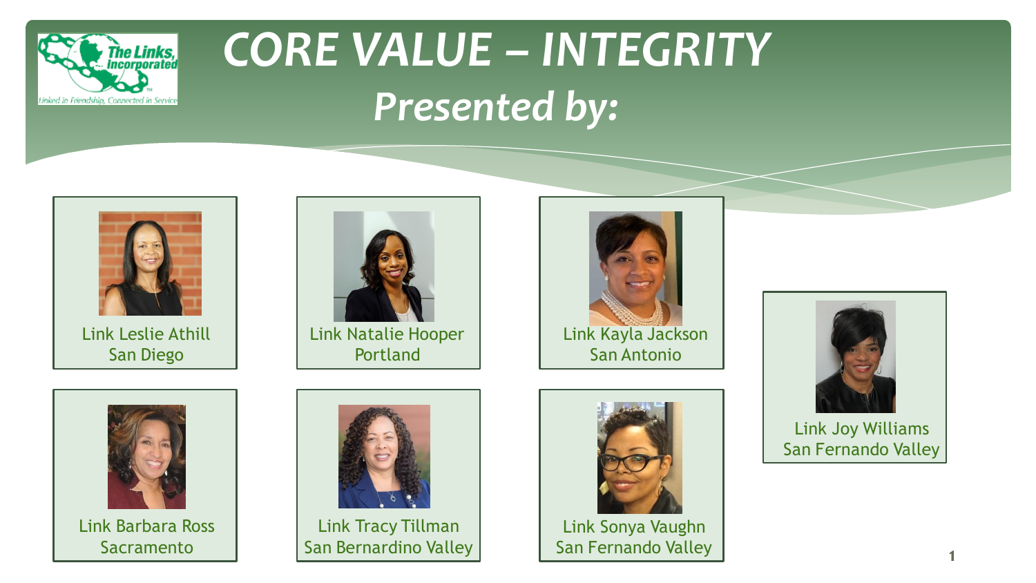# CORE VALUE – INTEGRITY

## *Presented by:*

Link Leslie Athill
San Diego

Link Natalie Hooper
Portland

Link Kayla Jackson
San Antonio

Link Joy Williams
San Fernando Valley

Link Barbara Ross
Sacramento

Link Tracy Tillman
San Bernardino Valley

Link Sonya Vaughn
San Fernando Valley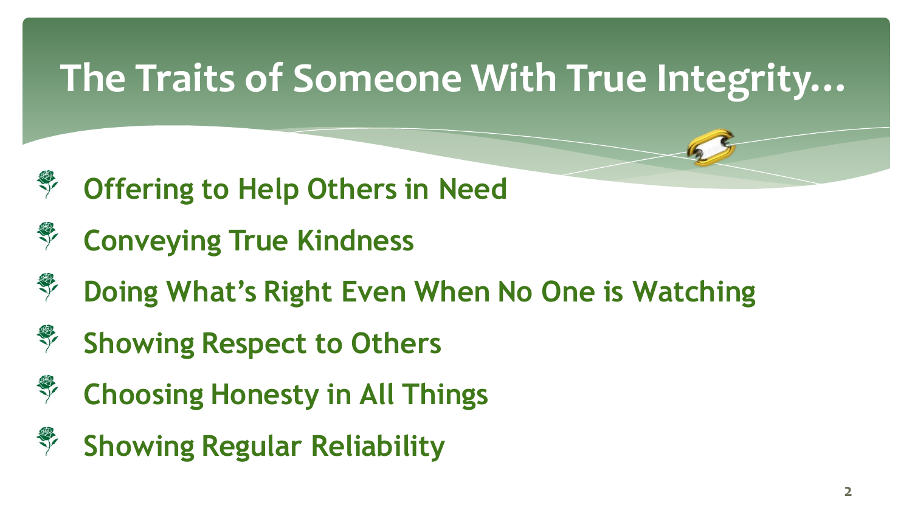# The Traits of Someone With True Integrity…

- **Offering to Help Others in Need**
- **Conveying True Kindness**
- **Doing What's Right Even When No One is Watching**
- **Showing Respect to Others**
- **Choosing Honesty in All Things**
- **Showing Regular Reliability**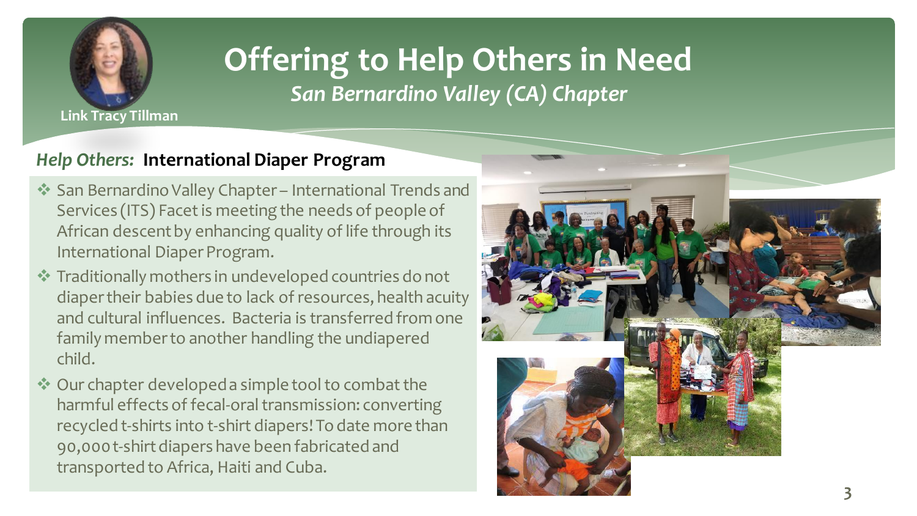# Offering to Help Others in Need

*San Bernardino Valley (CA) Chapter*

**Link Tracy Tillman**

## *Help Others:* International Diaper Program

- San Bernardino Valley Chapter – International Trends and Services (ITS) Facet is meeting the needs of people of African descent by enhancing quality of life through its International Diaper Program.
- Traditionally mothers in undeveloped countries do not diaper their babies due to lack of resources, health acuity and cultural influences. Bacteria is transferred from one family member to another handling the undiapered child.
- Our chapter developed a simple tool to combat the harmful effects of fecal-oral transmission: converting recycled t-shirts into t-shirt diapers! To date more than 90,000 t-shirt diapers have been fabricated and transported to Africa, Haiti and Cuba.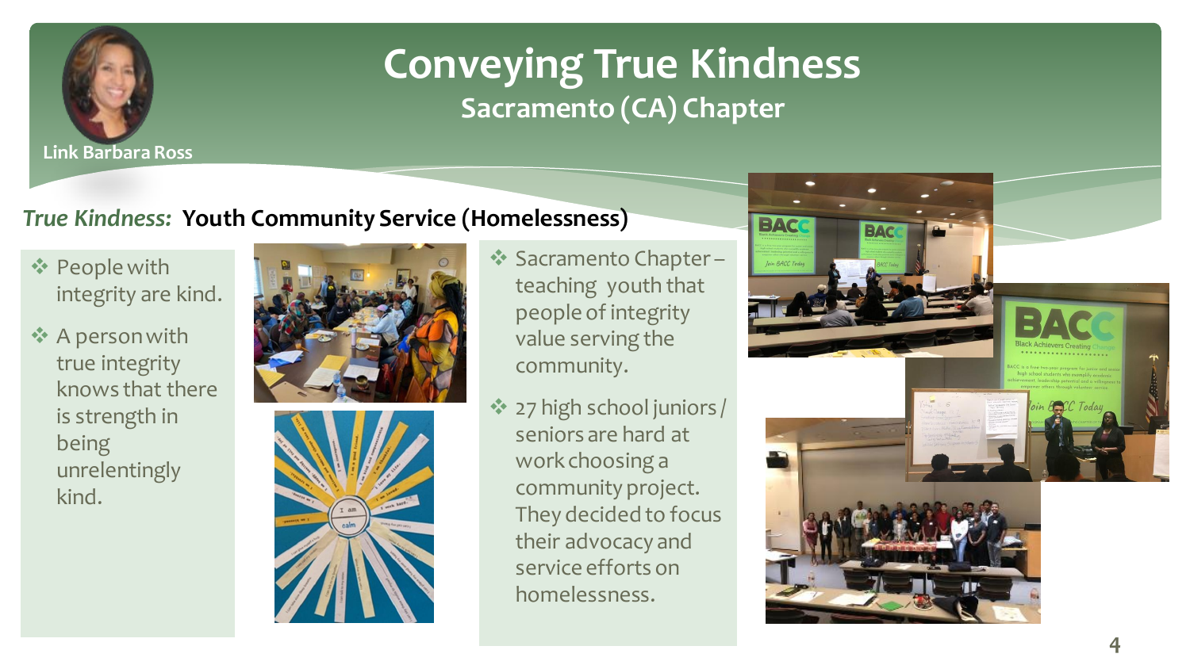# Conveying True Kindness

## Sacramento (CA) Chapter

Link Barbara Ross

### *True Kindness:* Youth Community Service (Homelessness)

- People with integrity are kind.
- A person with true integrity knows that there is strength in being unrelentingly kind.

- Sacramento Chapter – teaching youth that people of integrity value serving the community.
- 27 high school juniors / seniors are hard at work choosing a community project. They decided to focus their advocacy and service efforts on homelessness.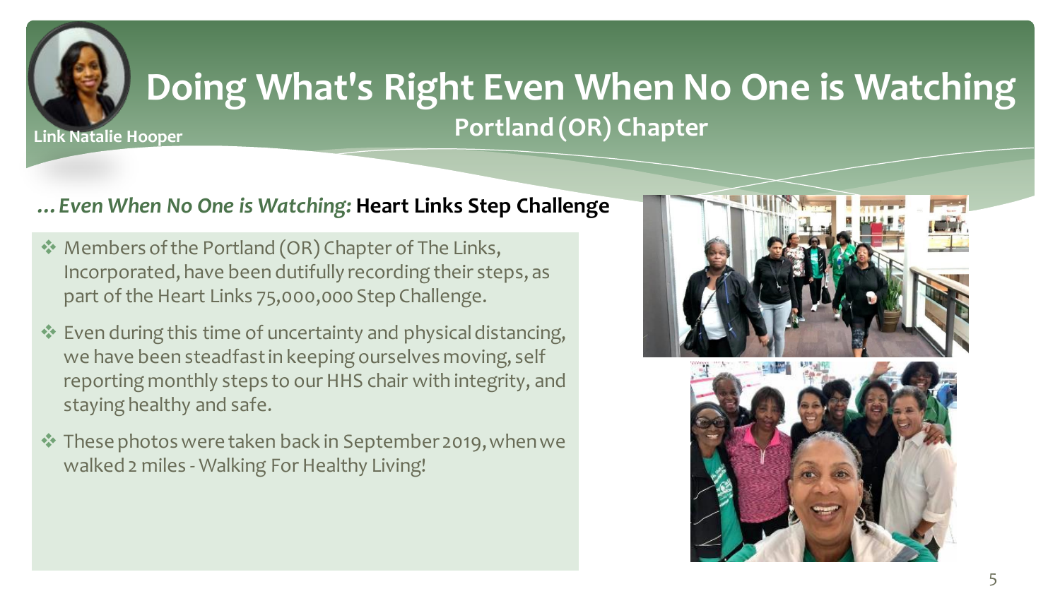# Doing What's Right Even When No One is Watching

## Portland (OR) Chapter

Link Natalie Hooper

### *...Even When No One is Watching:* Heart Links Step Challenge

- Members of the Portland (OR) Chapter of The Links, Incorporated, have been dutifully recording their steps, as part of the Heart Links 75,000,000 Step Challenge.
- Even during this time of uncertainty and physical distancing, we have been steadfast in keeping ourselves moving, self reporting monthly steps to our HHS chair with integrity, and staying healthy and safe.
- These photos were taken back in September 2019, when we walked 2 miles - Walking For Healthy Living!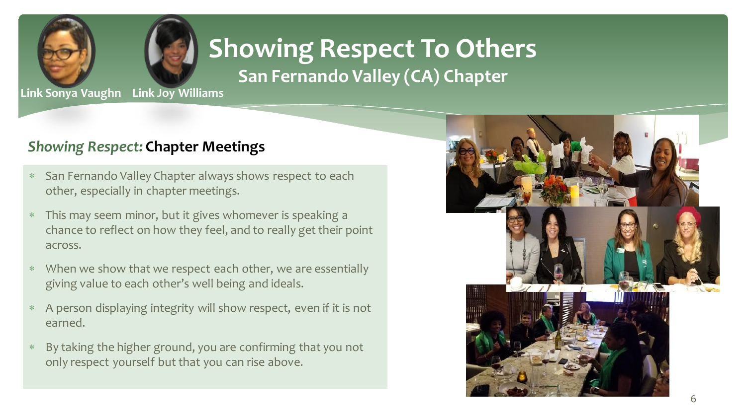Link Sonya Vaughn Link Joy Williams

# Showing Respect To Others

## San Fernando Valley (CA) Chapter

### *Showing Respect:* **Chapter Meetings**

- San Fernando Valley Chapter always shows respect to each other, especially in chapter meetings.
- This may seem minor, but it gives whomever is speaking a chance to reflect on how they feel, and to really get their point across.
- When we show that we respect each other, we are essentially giving value to each other's well being and ideals.
- A person displaying integrity will show respect, even if it is not earned.
- By taking the higher ground, you are confirming that you not only respect yourself but that you can rise above.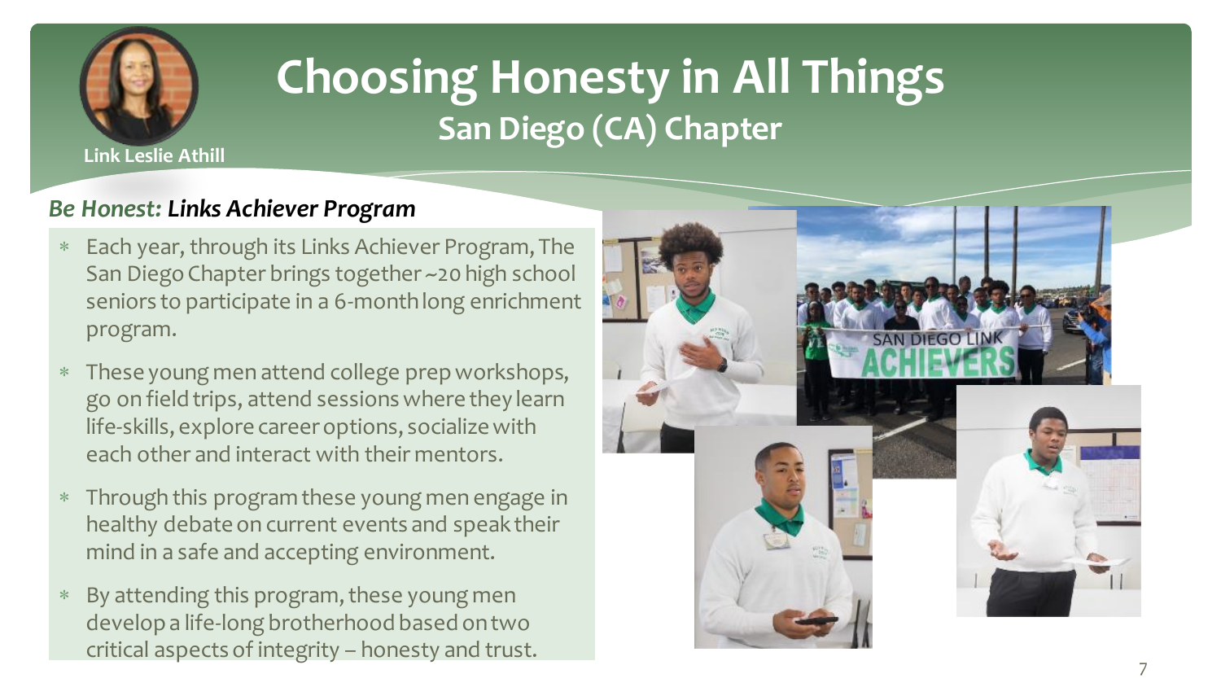Link Leslie Athill

# Choosing Honesty in All Things

## San Diego (CA) Chapter

### *Be Honest:* ***Links Achiever Program***

- Each year, through its Links Achiever Program, The San Diego Chapter brings together ~20 high school seniors to participate in a 6-month long enrichment program.
- These young men attend college prep workshops, go on field trips, attend sessions where they learn life-skills, explore career options, socialize with each other and interact with their mentors.
- Through this program these young men engage in healthy debate on current events and speak their mind in a safe and accepting environment.
- By attending this program, these young men develop a life-long brotherhood based on two critical aspects of integrity – honesty and trust.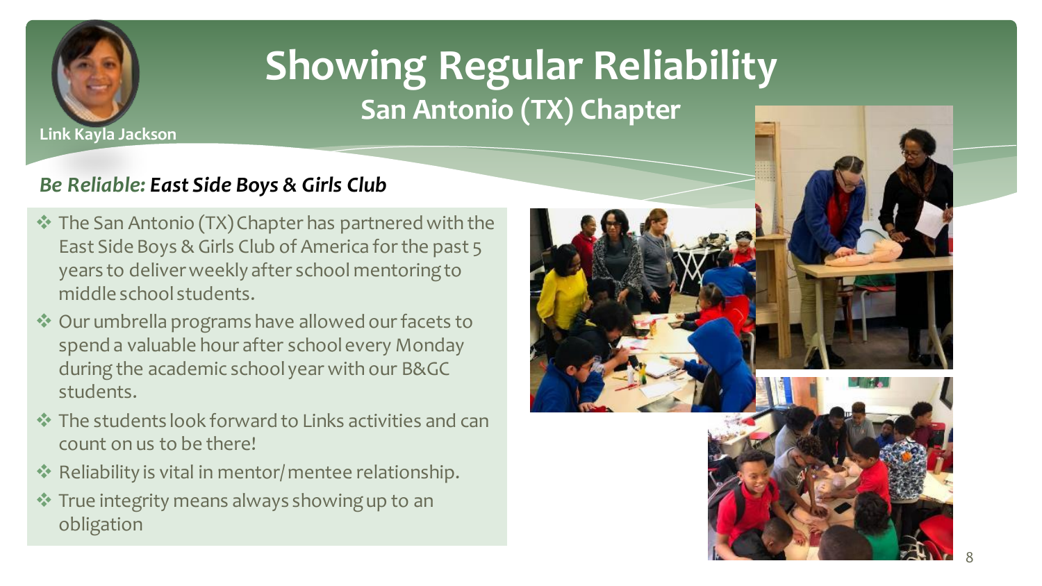# Showing Regular Reliability

## San Antonio (TX) Chapter

Link Kayla Jackson

***Be Reliable:*** ***East Side Boys & Girls Club***

- The San Antonio (TX) Chapter has partnered with the East Side Boys & Girls Club of America for the past 5 years to deliver weekly after school mentoring to middle school students.
- Our umbrella programs have allowed our facets to spend a valuable hour after school every Monday during the academic school year with our B&GC students.
- The students look forward to Links activities and can count on us to be there!
- Reliability is vital in mentor/ mentee relationship.
- True integrity means always showing up to an obligation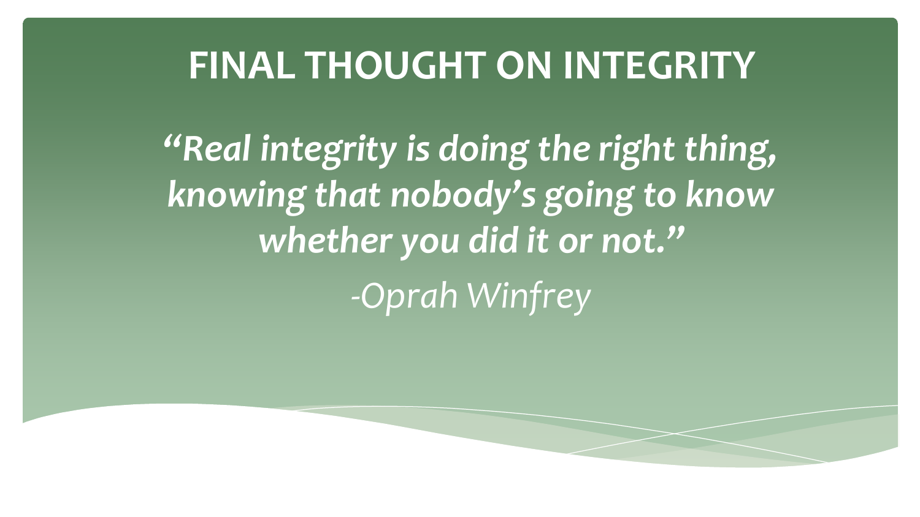# FINAL THOUGHT ON INTEGRITY

***"Real integrity is doing the right thing, knowing that nobody's going to know whether you did it or not."***

*-Oprah Winfrey*